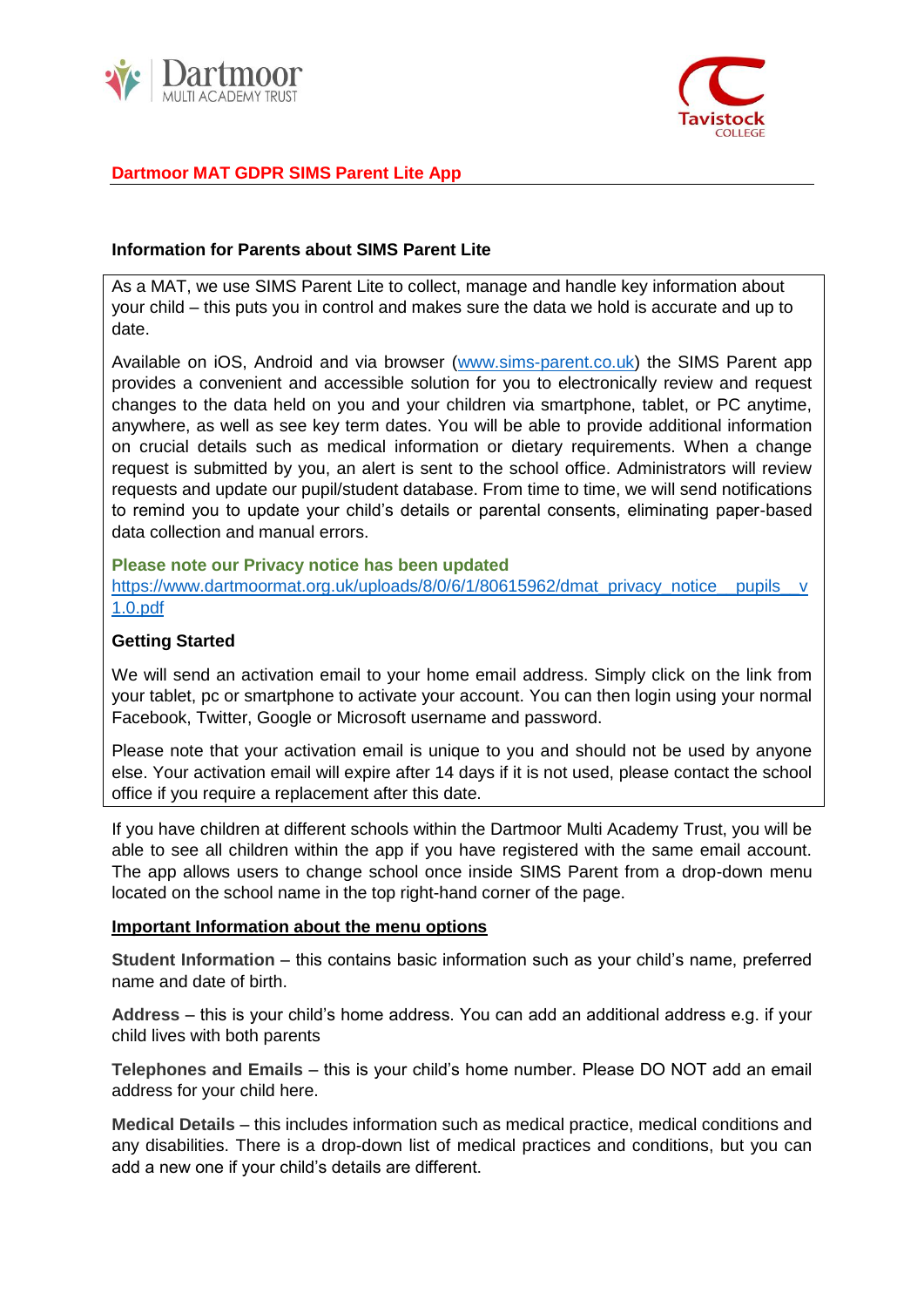## Dartmoor MAT GDPR SIMS Parent Lite App

### Information for Parents about SIMS Parent Lite

As a MAT, we use SIMS Parent Lite to collect, manage and handle key information about your child – this puts you in control and makes sure the data we hold is accurate and up to date.

Available on iOS, Android and via browser (www.sims-parent.co.uk) the SIMS Parent app provides a convenient and accessible solution for you to electronically review and request changes to the data held on you and your children via smartphone, tablet, or PC anytime, anywhere, as well as see key term dates. You will be able to provide additional information on crucial details such as medical information or dietary requirements. When a change request is submitted by you, an alert is sent to the school office. Administrators will review requests and update our pupil/student database. From time to time, we will send notifications to remind you to update your child's details or parental consents, eliminating paper-based data collection and manual errors.

**Please note our Privacy notice has been updated**
https://www.dartmoormat.org.uk/uploads/8/0/6/1/80615962/dmat_privacy_notice__pupils__v1.0.pdf

**Getting Started**

We will send an activation email to your home email address. Simply click on the link from your tablet, pc or smartphone to activate your account. You can then login using your normal Facebook, Twitter, Google or Microsoft username and password.

Please note that your activation email is unique to you and should not be used by anyone else. Your activation email will expire after 14 days if it is not used, please contact the school office if you require a replacement after this date.

If you have children at different schools within the Dartmoor Multi Academy Trust, you will be able to see all children within the app if you have registered with the same email account. The app allows users to change school once inside SIMS Parent from a drop-down menu located on the school name in the top right-hand corner of the page.

**<u>Important Information about the menu options</u>**

**Student Information** – this contains basic information such as your child's name, preferred name and date of birth.

**Address** – this is your child's home address. You can add an additional address e.g. if your child lives with both parents

**Telephones and Emails** – this is your child's home number. Please DO NOT add an email address for your child here.

**Medical Details** – this includes information such as medical practice, medical conditions and any disabilities. There is a drop-down list of medical practices and conditions, but you can add a new one if your child's details are different.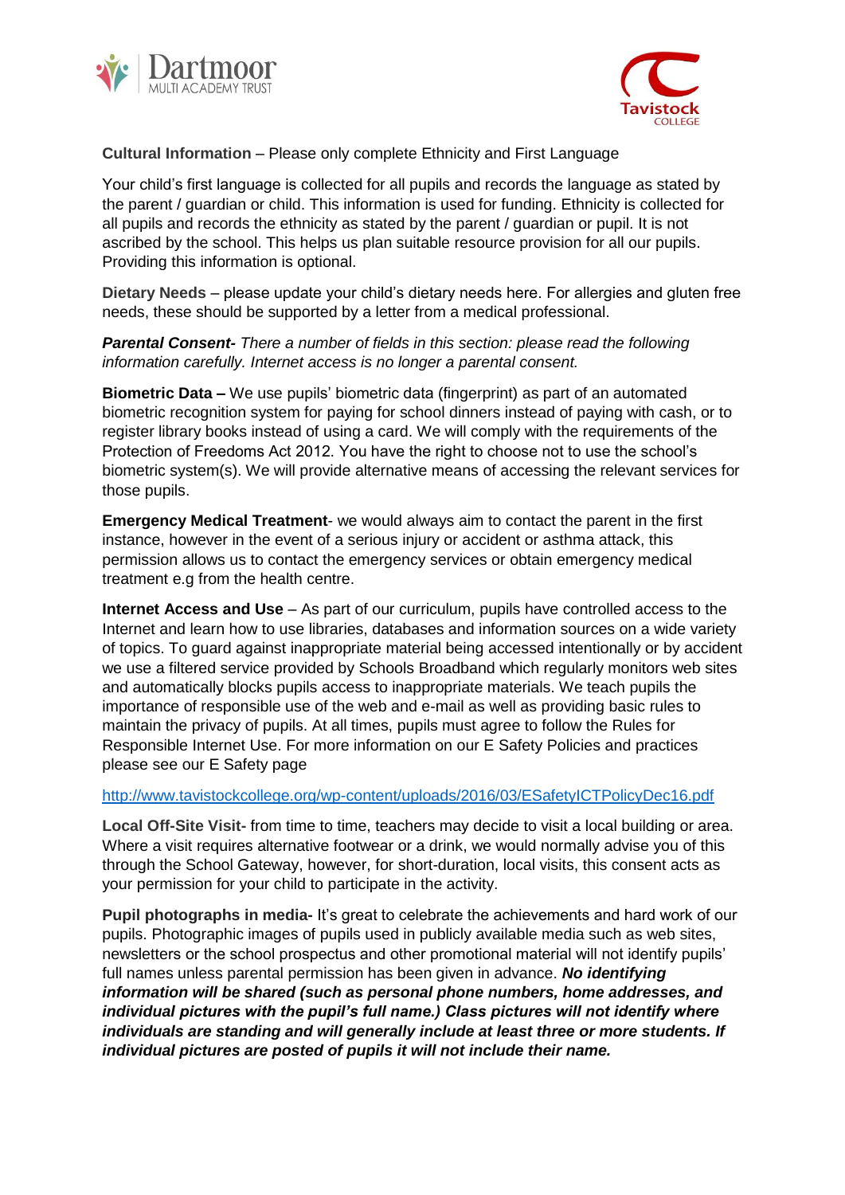**Cultural Information** – Please only complete Ethnicity and First Language

Your child's first language is collected for all pupils and records the language as stated by the parent / guardian or child. This information is used for funding. Ethnicity is collected for all pupils and records the ethnicity as stated by the parent / guardian or pupil. It is not ascribed by the school. This helps us plan suitable resource provision for all our pupils. Providing this information is optional.

**Dietary Needs** – please update your child's dietary needs here. For allergies and gluten free needs, these should be supported by a letter from a medical professional.

***Parental Consent-*** *There a number of fields in this section: please read the following information carefully. Internet access is no longer a parental consent.*

**Biometric Data –** We use pupils' biometric data (fingerprint) as part of an automated biometric recognition system for paying for school dinners instead of paying with cash, or to register library books instead of using a card. We will comply with the requirements of the Protection of Freedoms Act 2012. You have the right to choose not to use the school's biometric system(s). We will provide alternative means of accessing the relevant services for those pupils.

**Emergency Medical Treatment**- we would always aim to contact the parent in the first instance, however in the event of a serious injury or accident or asthma attack, this permission allows us to contact the emergency services or obtain emergency medical treatment e.g from the health centre.

**Internet Access and Use** – As part of our curriculum, pupils have controlled access to the Internet and learn how to use libraries, databases and information sources on a wide variety of topics. To guard against inappropriate material being accessed intentionally or by accident we use a filtered service provided by Schools Broadband which regularly monitors web sites and automatically blocks pupils access to inappropriate materials. We teach pupils the importance of responsible use of the web and e-mail as well as providing basic rules to maintain the privacy of pupils. At all times, pupils must agree to follow the Rules for Responsible Internet Use. For more information on our E Safety Policies and practices please see our E Safety page

http://www.tavistockcollege.org/wp-content/uploads/2016/03/ESafetyICTPolicyDec16.pdf

**Local Off-Site Visit-** from time to time, teachers may decide to visit a local building or area. Where a visit requires alternative footwear or a drink, we would normally advise you of this through the School Gateway, however, for short-duration, local visits, this consent acts as your permission for your child to participate in the activity.

**Pupil photographs in media-** It's great to celebrate the achievements and hard work of our pupils. Photographic images of pupils used in publicly available media such as web sites, newsletters or the school prospectus and other promotional material will not identify pupils' full names unless parental permission has been given in advance. ***No identifying information will be shared (such as personal phone numbers, home addresses, and individual pictures with the pupil's full name.) Class pictures will not identify where individuals are standing and will generally include at least three or more students. If individual pictures are posted of pupils it will not include their name.***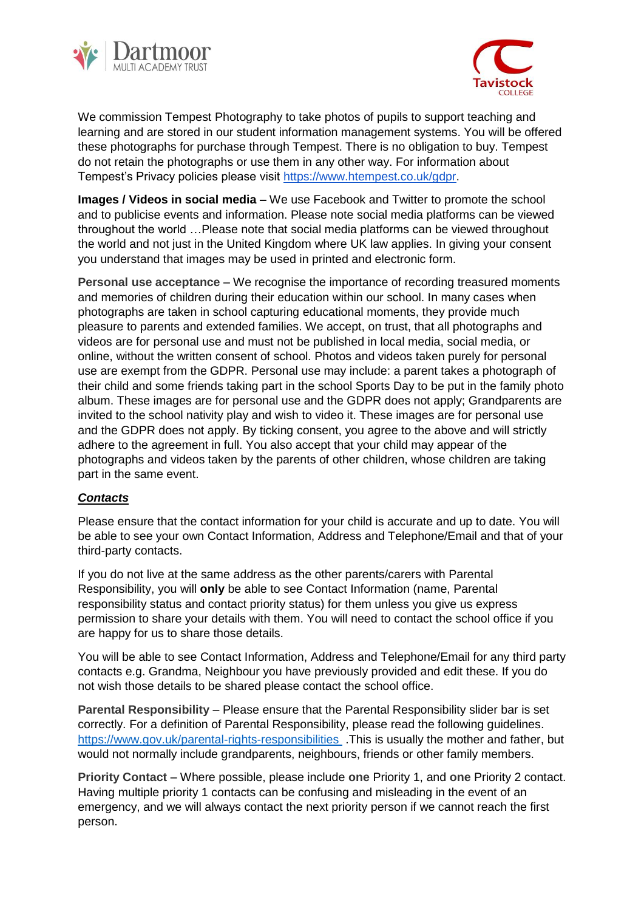We commission Tempest Photography to take photos of pupils to support teaching and learning and are stored in our student information management systems. You will be offered these photographs for purchase through Tempest. There is no obligation to buy. Tempest do not retain the photographs or use them in any other way. For information about Tempest's Privacy policies please visit https://www.htempest.co.uk/gdpr.

**Images / Videos in social media –** We use Facebook and Twitter to promote the school and to publicise events and information. Please note social media platforms can be viewed throughout the world …Please note that social media platforms can be viewed throughout the world and not just in the United Kingdom where UK law applies. In giving your consent you understand that images may be used in printed and electronic form.

**Personal use acceptance** – We recognise the importance of recording treasured moments and memories of children during their education within our school. In many cases when photographs are taken in school capturing educational moments, they provide much pleasure to parents and extended families. We accept, on trust, that all photographs and videos are for personal use and must not be published in local media, social media, or online, without the written consent of school. Photos and videos taken purely for personal use are exempt from the GDPR. Personal use may include: a parent takes a photograph of their child and some friends taking part in the school Sports Day to be put in the family photo album. These images are for personal use and the GDPR does not apply; Grandparents are invited to the school nativity play and wish to video it. These images are for personal use and the GDPR does not apply. By ticking consent, you agree to the above and will strictly adhere to the agreement in full. You also accept that your child may appear of the photographs and videos taken by the parents of other children, whose children are taking part in the same event.

***Contacts***

Please ensure that the contact information for your child is accurate and up to date. You will be able to see your own Contact Information, Address and Telephone/Email and that of your third-party contacts.

If you do not live at the same address as the other parents/carers with Parental Responsibility, you will **only** be able to see Contact Information (name, Parental responsibility status and contact priority status) for them unless you give us express permission to share your details with them. You will need to contact the school office if you are happy for us to share those details.

You will be able to see Contact Information, Address and Telephone/Email for any third party contacts e.g. Grandma, Neighbour you have previously provided and edit these. If you do not wish those details to be shared please contact the school office.

**Parental Responsibility** – Please ensure that the Parental Responsibility slider bar is set correctly. For a definition of Parental Responsibility, please read the following guidelines. https://www.gov.uk/parental-rights-responsibilities .This is usually the mother and father, but would not normally include grandparents, neighbours, friends or other family members.

**Priority Contact** – Where possible, please include **one** Priority 1, and **one** Priority 2 contact. Having multiple priority 1 contacts can be confusing and misleading in the event of an emergency, and we will always contact the next priority person if we cannot reach the first person.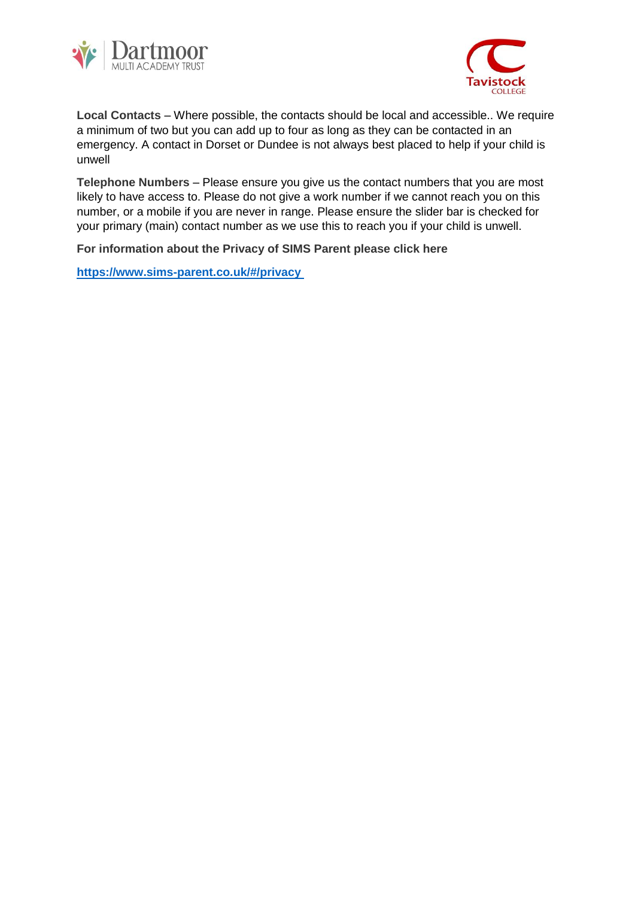**Local Contacts** – Where possible, the contacts should be local and accessible.. We require a minimum of two but you can add up to four as long as they can be contacted in an emergency. A contact in Dorset or Dundee is not always best placed to help if your child is unwell

**Telephone Numbers** – Please ensure you give us the contact numbers that you are most likely to have access to. Please do not give a work number if we cannot reach you on this number, or a mobile if you are never in range. Please ensure the slider bar is checked for your primary (main) contact number as we use this to reach you if your child is unwell.

**For information about the Privacy of SIMS Parent please click here**

**https://www.sims-parent.co.uk/#/privacy**